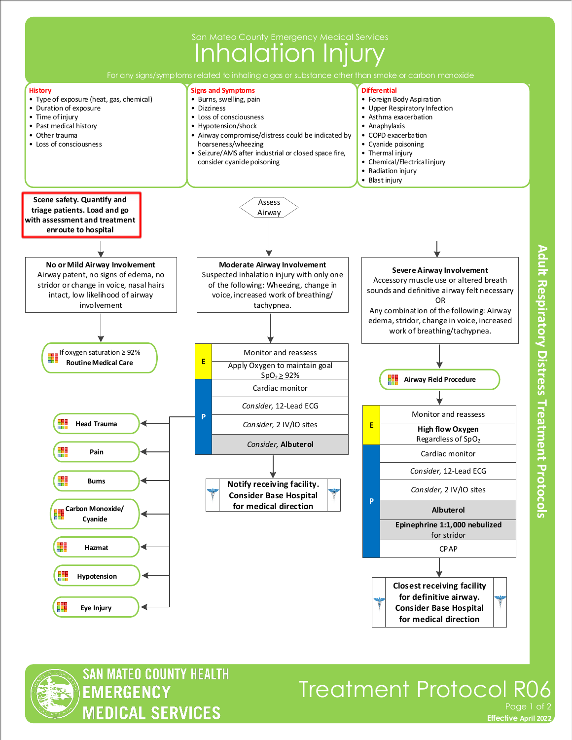San Mateo County Emergency Medical Services

# Inhalation Injury

For any signs/symptoms related to inhaling a gas or substance other than smoke or carbon monoxide

### History
- Type of exposure (heat, gas, chemical)
- Duration of exposure
- Time of injury
- Past medical history
- Other trauma
- Loss of consciousness

### Signs and Symptoms
- Burns, swelling, pain
- Dizziness
- Loss of consciousness
- Hypotension/shock
- Airway compromise/distress could be indicated by hoarseness/wheezing
- Seizure/AMS after industrial or closed space fire, consider cyanide poisoning

### Differential
- Foreign Body Aspiration
- Upper Respiratory Infection
- Asthma exacerbation
- Anaphylaxis
- COPD exacerbation
- Cyanide poisoning
- Thermal injury
- Chemical/Electrical injury
- Radiation injury
- Blast injury

**Scene safety. Quantify and triage patients. Load and go with assessment and treatment enroute to hospital**

Assess Airway

## No or Mild Airway Involvement

Airway patent, no signs of edema, no stridor or change in voice, nasal hairs intact, low likelihood of airway involvement

- If oxygen saturation ≥ 92% → **Routine Medical Care**

## Moderate Airway Involvement

Suspected inhalation injury with only one of the following: Wheezing, change in voice, increased work of breathing/tachypnea.

| | |
|---|---|
| E | Monitor and reassess |
| E | Apply Oxygen to maintain goal $SpO_2 \geq 92\%$ |
| P | Cardiac monitor |
| P | *Consider*, 12-Lead ECG |
| P | *Consider*, 2 IV/IO sites |
| P | *Consider*, **Albuterol** |

**Notify receiving facility. Consider Base Hospital for medical direction**

See also:
- **Head Trauma**
- **Pain**
- **Burns**
- **Carbon Monoxide/Cyanide**
- **Hazmat**
- **Hypotension**
- **Eye Injury**

## Severe Airway Involvement

Accessory muscle use or altered breath sounds and definitive airway felt necessary

OR

Any combination of the following: Airway edema, stridor, change in voice, increased work of breathing/tachypnea.

**Airway Field Procedure**

| | |
|---|---|
| E | Monitor and reassess |
| E | **High flow Oxygen** Regardless of $SpO_2$ |
| P | Cardiac monitor |
| P | *Consider*, 12-Lead ECG |
| P | *Consider*, 2 IV/IO sites |
| P | **Albuterol** |
| P | **Epinephrine 1:1,000 nebulized** for stridor |
| P | CPAP |

**Closest receiving facility for definitive airway. Consider Base Hospital for medical direction**

Adult Respiratory Distress Treatment Protocols

San Mateo County Health Emergency Medical Services

Treatment Protocol R06

Effective April 2022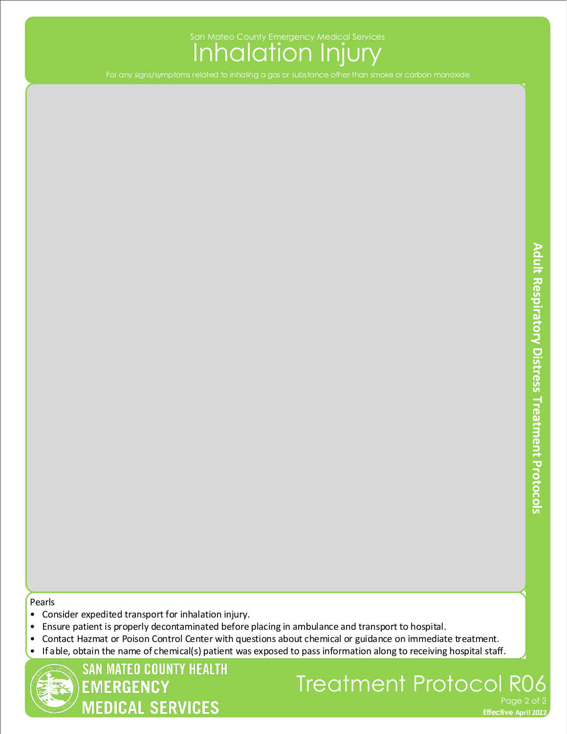San Mateo County Emergency Medical Services

# Inhalation Injury

For any signs/symptoms related to inhaling a gas or substance other than smoke or carbon monoxide

Pearls

- Consider expedited transport for inhalation injury.
- Ensure patient is properly decontaminated before placing in ambulance and transport to hospital.
- Contact Hazmat or Poison Control Center with questions about chemical or guidance on immediate treatment.
- If able, obtain the name of chemical(s) patient was exposed to pass information along to receiving hospital staff.

Adult Respiratory Distress Treatment Protocols

SAN MATEO COUNTY HEALTH EMERGENCY MEDICAL SERVICES

Treatment Protocol R06

Effective April 2022